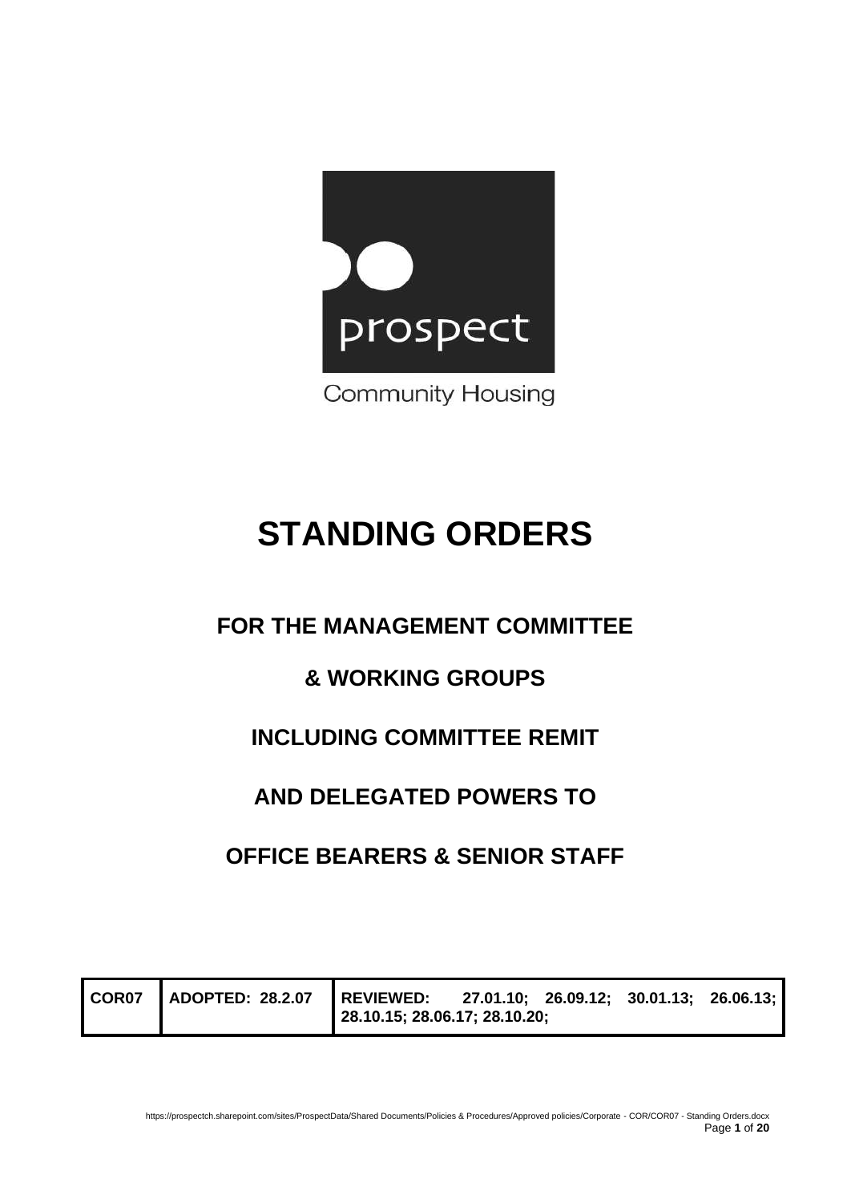prospect

Community Housing

# STANDING ORDERS

## FOR THE MANAGEMENT COMMITTEE

## & WORKING GROUPS

## INCLUDING COMMITTEE REMIT

## AND DELEGATED POWERS TO

## OFFICE BEARERS & SENIOR STAFF

| COR07 | ADOPTED: 28.2.07 | REVIEWED: 27.01.10; 26.09.12; 30.01.13; 26.06.13; 28.10.15; 28.06.17; 28.10.20; |
|---|---|---|

https://prospectch.sharepoint.com/sites/ProspectData/Shared Documents/Policies & Procedures/Approved policies/Corporate - COR/COR07 - Standing Orders.docx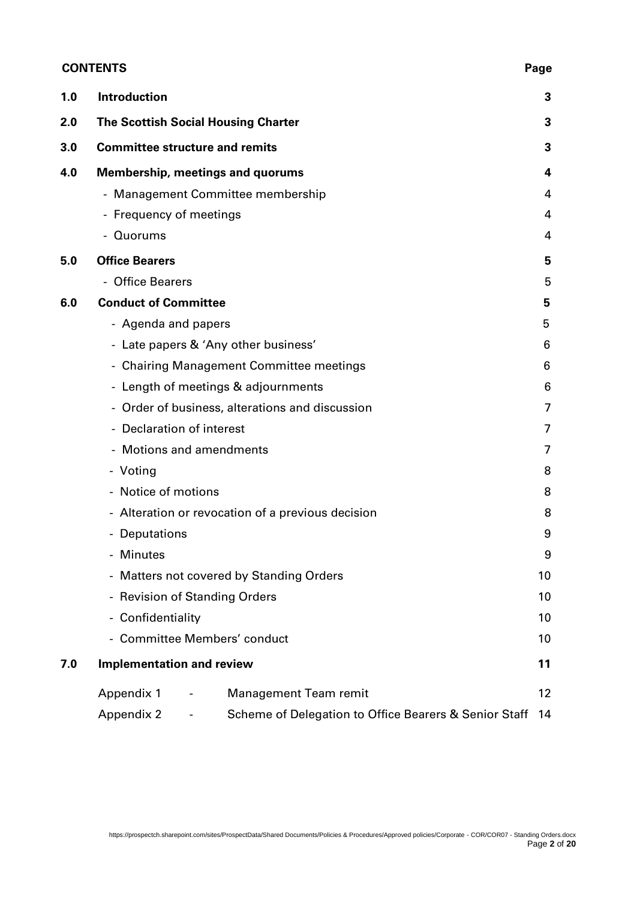## CONTENTS

| | | Page |
|---|---|---|
| **1.0** | **Introduction** | **3** |
| **2.0** | **The Scottish Social Housing Charter** | **3** |
| **3.0** | **Committee structure and remits** | **3** |
| **4.0** | **Membership, meetings and quorums** | **4** |
| | - Management Committee membership | 4 |
| | - Frequency of meetings | 4 |
| | - Quorums | 4 |
| **5.0** | **Office Bearers** | **5** |
| | - Office Bearers | 5 |
| **6.0** | **Conduct of Committee** | **5** |
| | - Agenda and papers | 5 |
| | - Late papers & 'Any other business' | 6 |
| | - Chairing Management Committee meetings | 6 |
| | - Length of meetings & adjournments | 6 |
| | - Order of business, alterations and discussion | 7 |
| | - Declaration of interest | 7 |
| | - Motions and amendments | 7 |
| | - Voting | 8 |
| | - Notice of motions | 8 |
| | - Alteration or revocation of a previous decision | 8 |
| | - Deputations | 9 |
| | - Minutes | 9 |
| | - Matters not covered by Standing Orders | 10 |
| | - Revision of Standing Orders | 10 |
| | - Confidentiality | 10 |
| | - Committee Members' conduct | 10 |
| **7.0** | **Implementation and review** | **11** |
| | Appendix 1 - Management Team remit | 12 |
| | Appendix 2 - Scheme of Delegation to Office Bearers & Senior Staff | 14 |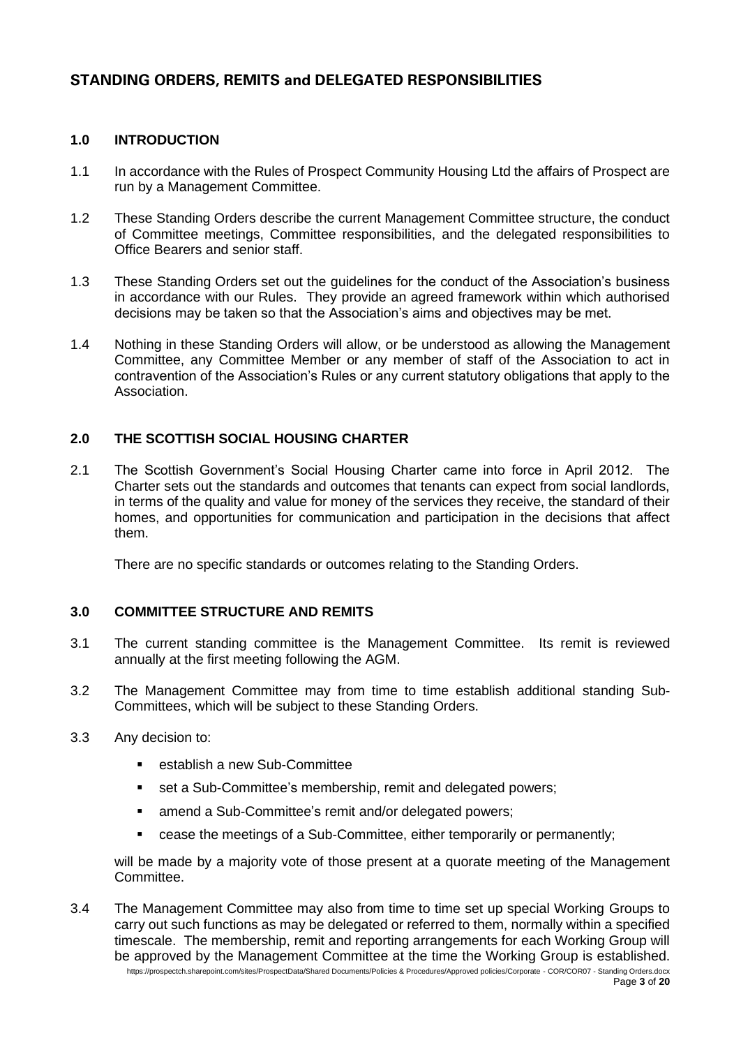## STANDING ORDERS, REMITS and DELEGATED RESPONSIBILITIES

### 1.0 INTRODUCTION

1.1 In accordance with the Rules of Prospect Community Housing Ltd the affairs of Prospect are run by a Management Committee.

1.2 These Standing Orders describe the current Management Committee structure, the conduct of Committee meetings, Committee responsibilities, and the delegated responsibilities to Office Bearers and senior staff.

1.3 These Standing Orders set out the guidelines for the conduct of the Association's business in accordance with our Rules. They provide an agreed framework within which authorised decisions may be taken so that the Association's aims and objectives may be met.

1.4 Nothing in these Standing Orders will allow, or be understood as allowing the Management Committee, any Committee Member or any member of staff of the Association to act in contravention of the Association's Rules or any current statutory obligations that apply to the Association.

### 2.0 THE SCOTTISH SOCIAL HOUSING CHARTER

2.1 The Scottish Government's Social Housing Charter came into force in April 2012. The Charter sets out the standards and outcomes that tenants can expect from social landlords, in terms of the quality and value for money of the services they receive, the standard of their homes, and opportunities for communication and participation in the decisions that affect them.

There are no specific standards or outcomes relating to the Standing Orders.

### 3.0 COMMITTEE STRUCTURE AND REMITS

3.1 The current standing committee is the Management Committee. Its remit is reviewed annually at the first meeting following the AGM.

3.2 The Management Committee may from time to time establish additional standing Sub-Committees, which will be subject to these Standing Orders.

3.3 Any decision to:

- establish a new Sub-Committee
- set a Sub-Committee's membership, remit and delegated powers;
- amend a Sub-Committee's remit and/or delegated powers;
- cease the meetings of a Sub-Committee, either temporarily or permanently;

will be made by a majority vote of those present at a quorate meeting of the Management Committee.

3.4 The Management Committee may also from time to time set up special Working Groups to carry out such functions as may be delegated or referred to them, normally within a specified timescale. The membership, remit and reporting arrangements for each Working Group will be approved by the Management Committee at the time the Working Group is established.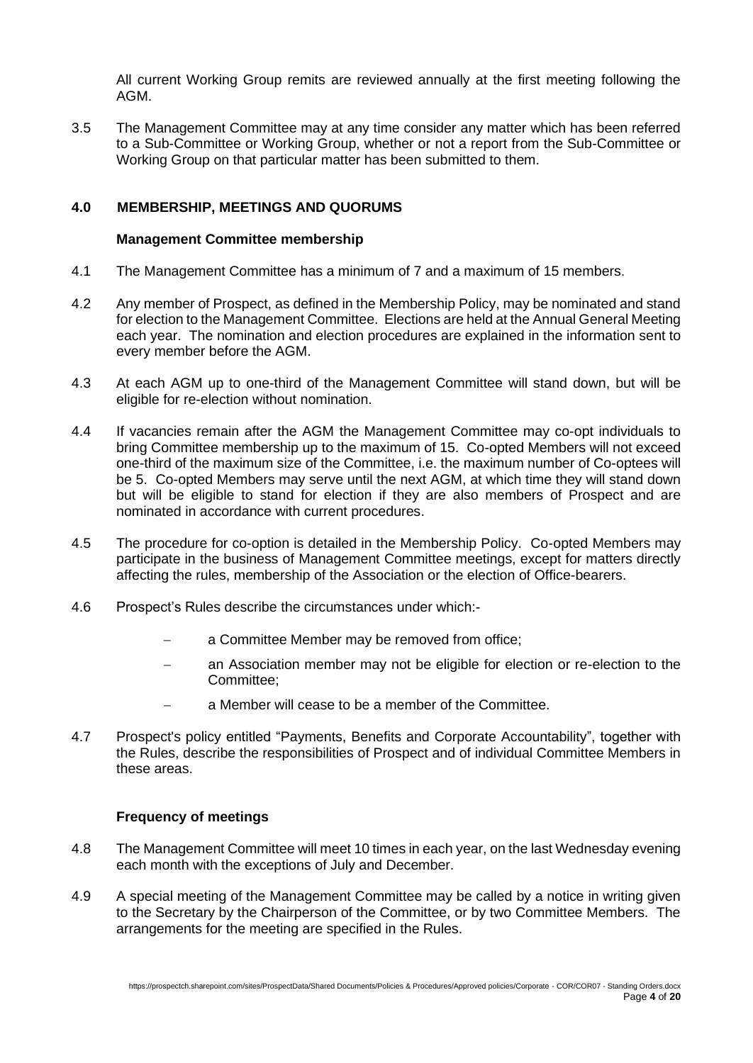All current Working Group remits are reviewed annually at the first meeting following the AGM.

3.5 The Management Committee may at any time consider any matter which has been referred to a Sub-Committee or Working Group, whether or not a report from the Sub-Committee or Working Group on that particular matter has been submitted to them.

## 4.0 MEMBERSHIP, MEETINGS AND QUORUMS

### Management Committee membership

4.1 The Management Committee has a minimum of 7 and a maximum of 15 members.

4.2 Any member of Prospect, as defined in the Membership Policy, may be nominated and stand for election to the Management Committee. Elections are held at the Annual General Meeting each year. The nomination and election procedures are explained in the information sent to every member before the AGM.

4.3 At each AGM up to one-third of the Management Committee will stand down, but will be eligible for re-election without nomination.

4.4 If vacancies remain after the AGM the Management Committee may co-opt individuals to bring Committee membership up to the maximum of 15. Co-opted Members will not exceed one-third of the maximum size of the Committee, i.e. the maximum number of Co-optees will be 5. Co-opted Members may serve until the next AGM, at which time they will stand down but will be eligible to stand for election if they are also members of Prospect and are nominated in accordance with current procedures.

4.5 The procedure for co-option is detailed in the Membership Policy. Co-opted Members may participate in the business of Management Committee meetings, except for matters directly affecting the rules, membership of the Association or the election of Office-bearers.

4.6 Prospect's Rules describe the circumstances under which:-

- a Committee Member may be removed from office;
- an Association member may not be eligible for election or re-election to the Committee;
- a Member will cease to be a member of the Committee.

4.7 Prospect's policy entitled "Payments, Benefits and Corporate Accountability", together with the Rules, describe the responsibilities of Prospect and of individual Committee Members in these areas.

### Frequency of meetings

4.8 The Management Committee will meet 10 times in each year, on the last Wednesday evening each month with the exceptions of July and December.

4.9 A special meeting of the Management Committee may be called by a notice in writing given to the Secretary by the Chairperson of the Committee, or by two Committee Members. The arrangements for the meeting are specified in the Rules.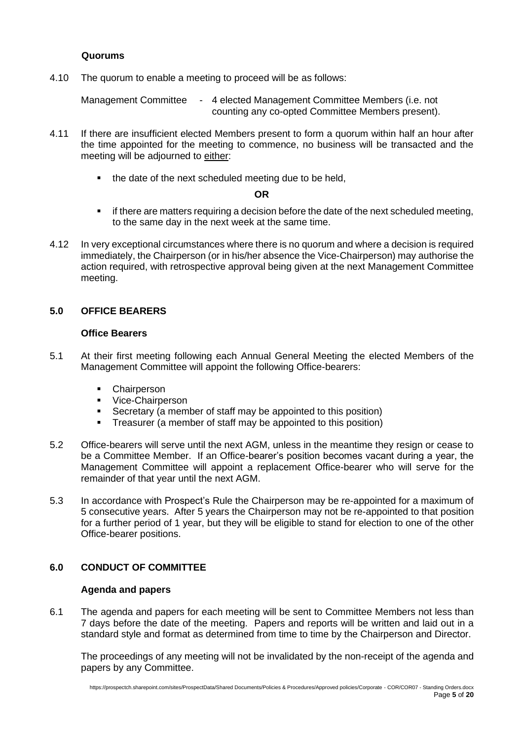### Quorums

4.10 The quorum to enable a meeting to proceed will be as follows:

Management Committee - 4 elected Management Committee Members (i.e. not counting any co-opted Committee Members present).

4.11 If there are insufficient elected Members present to form a quorum within half an hour after the time appointed for the meeting to commence, no business will be transacted and the meeting will be adjourned to either:

- the date of the next scheduled meeting due to be held,

**OR**

- if there are matters requiring a decision before the date of the next scheduled meeting, to the same day in the next week at the same time.

4.12 In very exceptional circumstances where there is no quorum and where a decision is required immediately, the Chairperson (or in his/her absence the Vice-Chairperson) may authorise the action required, with retrospective approval being given at the next Management Committee meeting.

## 5.0 OFFICE BEARERS

### Office Bearers

5.1 At their first meeting following each Annual General Meeting the elected Members of the Management Committee will appoint the following Office-bearers:

- Chairperson
- Vice-Chairperson
- Secretary (a member of staff may be appointed to this position)
- Treasurer (a member of staff may be appointed to this position)

5.2 Office-bearers will serve until the next AGM, unless in the meantime they resign or cease to be a Committee Member. If an Office-bearer's position becomes vacant during a year, the Management Committee will appoint a replacement Office-bearer who will serve for the remainder of that year until the next AGM.

5.3 In accordance with Prospect's Rule the Chairperson may be re-appointed for a maximum of 5 consecutive years. After 5 years the Chairperson may not be re-appointed to that position for a further period of 1 year, but they will be eligible to stand for election to one of the other Office-bearer positions.

## 6.0 CONDUCT OF COMMITTEE

### Agenda and papers

6.1 The agenda and papers for each meeting will be sent to Committee Members not less than 7 days before the date of the meeting. Papers and reports will be written and laid out in a standard style and format as determined from time to time by the Chairperson and Director.

The proceedings of any meeting will not be invalidated by the non-receipt of the agenda and papers by any Committee.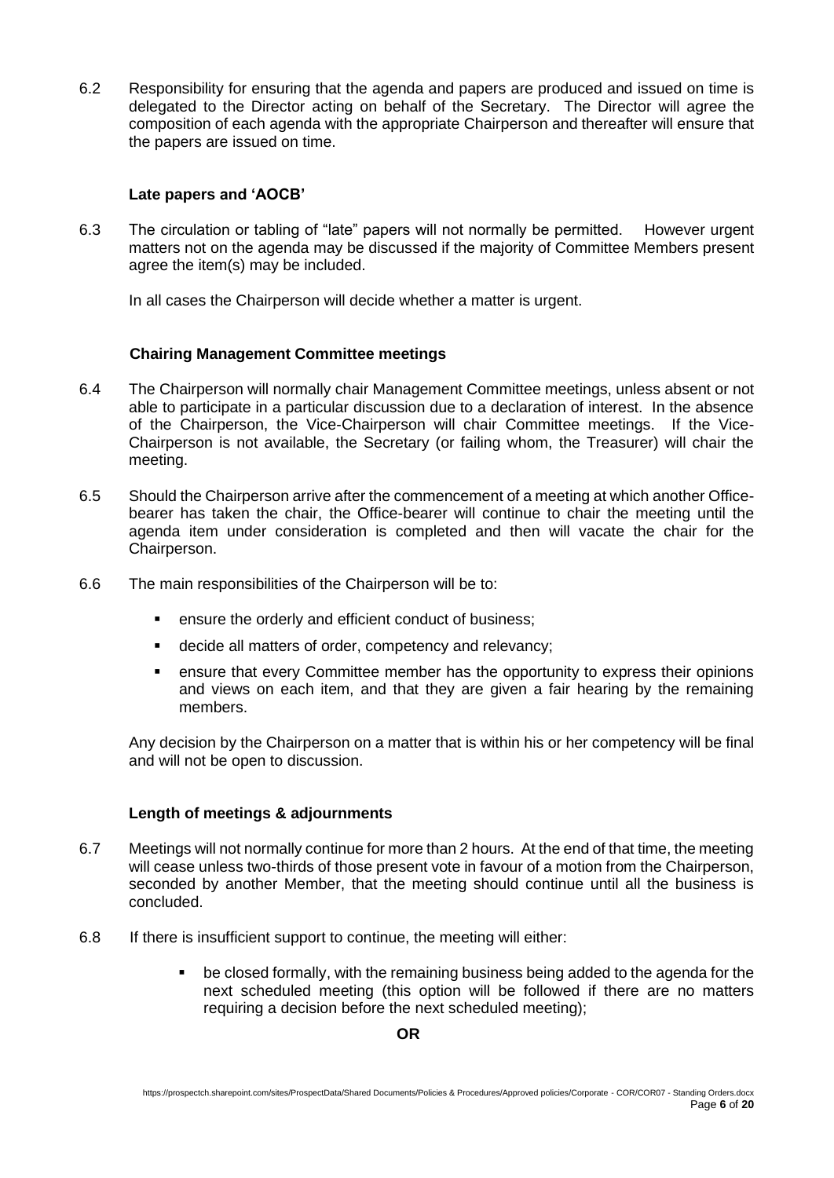6.2 Responsibility for ensuring that the agenda and papers are produced and issued on time is delegated to the Director acting on behalf of the Secretary. The Director will agree the composition of each agenda with the appropriate Chairperson and thereafter will ensure that the papers are issued on time.

### Late papers and 'AOCB'

6.3 The circulation or tabling of "late" papers will not normally be permitted. However urgent matters not on the agenda may be discussed if the majority of Committee Members present agree the item(s) may be included.

In all cases the Chairperson will decide whether a matter is urgent.

### Chairing Management Committee meetings

6.4 The Chairperson will normally chair Management Committee meetings, unless absent or not able to participate in a particular discussion due to a declaration of interest. In the absence of the Chairperson, the Vice-Chairperson will chair Committee meetings. If the Vice-Chairperson is not available, the Secretary (or failing whom, the Treasurer) will chair the meeting.

6.5 Should the Chairperson arrive after the commencement of a meeting at which another Office-bearer has taken the chair, the Office-bearer will continue to chair the meeting until the agenda item under consideration is completed and then will vacate the chair for the Chairperson.

6.6 The main responsibilities of the Chairperson will be to:

- ensure the orderly and efficient conduct of business;
- decide all matters of order, competency and relevancy;
- ensure that every Committee member has the opportunity to express their opinions and views on each item, and that they are given a fair hearing by the remaining members.

Any decision by the Chairperson on a matter that is within his or her competency will be final and will not be open to discussion.

### Length of meetings & adjournments

6.7 Meetings will not normally continue for more than 2 hours. At the end of that time, the meeting will cease unless two-thirds of those present vote in favour of a motion from the Chairperson, seconded by another Member, that the meeting should continue until all the business is concluded.

6.8 If there is insufficient support to continue, the meeting will either:

- be closed formally, with the remaining business being added to the agenda for the next scheduled meeting (this option will be followed if there are no matters requiring a decision before the next scheduled meeting);

**OR**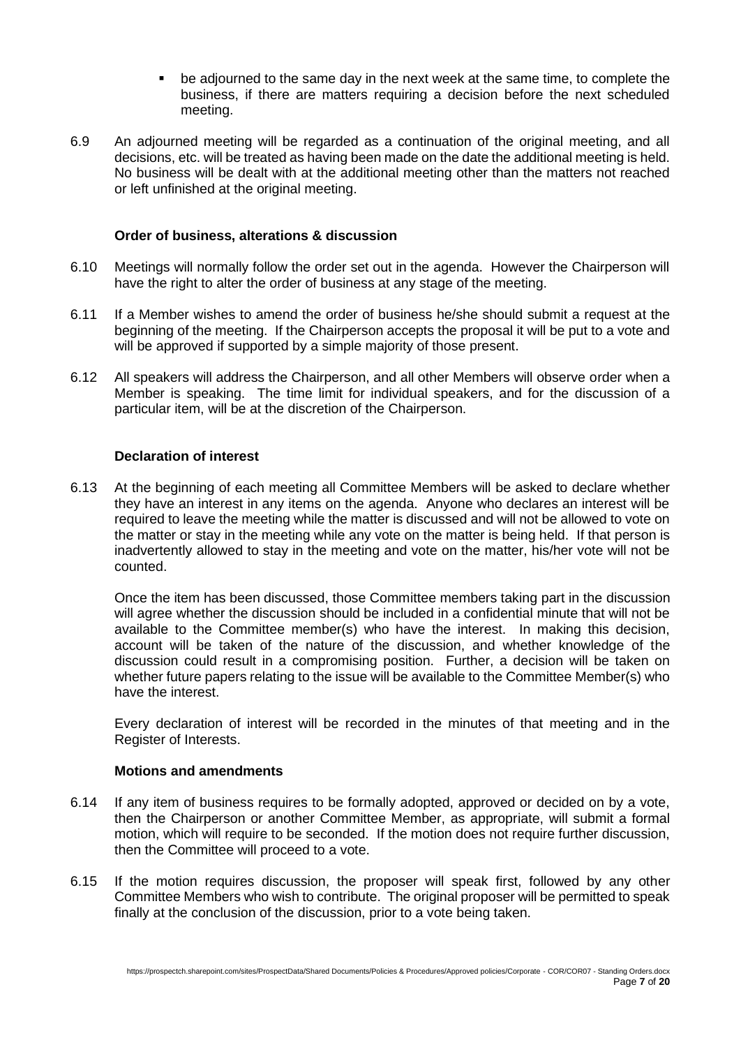- be adjourned to the same day in the next week at the same time, to complete the business, if there are matters requiring a decision before the next scheduled meeting.

6.9 An adjourned meeting will be regarded as a continuation of the original meeting, and all decisions, etc. will be treated as having been made on the date the additional meeting is held. No business will be dealt with at the additional meeting other than the matters not reached or left unfinished at the original meeting.

**Order of business, alterations & discussion**

6.10 Meetings will normally follow the order set out in the agenda. However the Chairperson will have the right to alter the order of business at any stage of the meeting.

6.11 If a Member wishes to amend the order of business he/she should submit a request at the beginning of the meeting. If the Chairperson accepts the proposal it will be put to a vote and will be approved if supported by a simple majority of those present.

6.12 All speakers will address the Chairperson, and all other Members will observe order when a Member is speaking. The time limit for individual speakers, and for the discussion of a particular item, will be at the discretion of the Chairperson.

**Declaration of interest**

6.13 At the beginning of each meeting all Committee Members will be asked to declare whether they have an interest in any items on the agenda. Anyone who declares an interest will be required to leave the meeting while the matter is discussed and will not be allowed to vote on the matter or stay in the meeting while any vote on the matter is being held. If that person is inadvertently allowed to stay in the meeting and vote on the matter, his/her vote will not be counted.

Once the item has been discussed, those Committee members taking part in the discussion will agree whether the discussion should be included in a confidential minute that will not be available to the Committee member(s) who have the interest. In making this decision, account will be taken of the nature of the discussion, and whether knowledge of the discussion could result in a compromising position. Further, a decision will be taken on whether future papers relating to the issue will be available to the Committee Member(s) who have the interest.

Every declaration of interest will be recorded in the minutes of that meeting and in the Register of Interests.

**Motions and amendments**

6.14 If any item of business requires to be formally adopted, approved or decided on by a vote, then the Chairperson or another Committee Member, as appropriate, will submit a formal motion, which will require to be seconded. If the motion does not require further discussion, then the Committee will proceed to a vote.

6.15 If the motion requires discussion, the proposer will speak first, followed by any other Committee Members who wish to contribute. The original proposer will be permitted to speak finally at the conclusion of the discussion, prior to a vote being taken.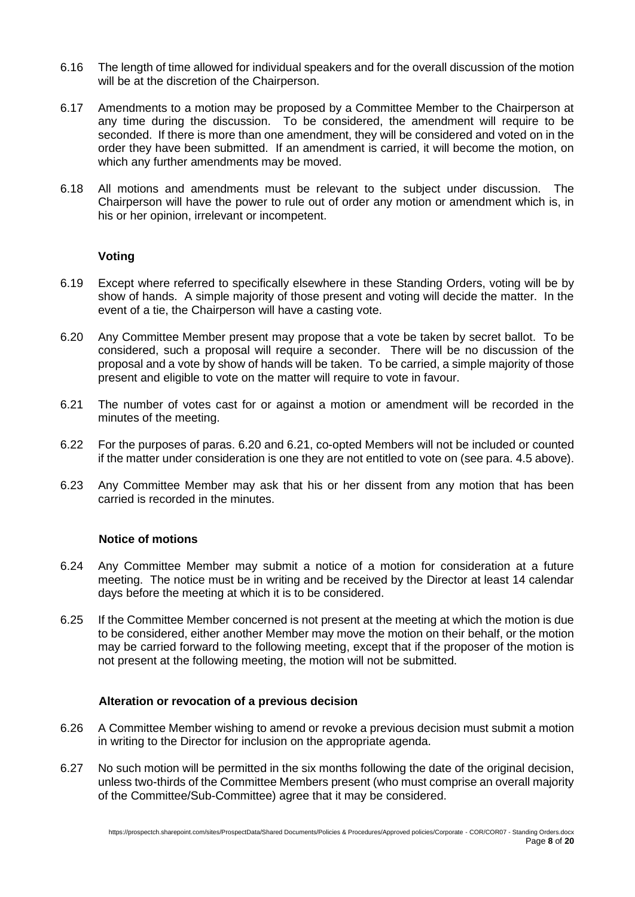6.16 The length of time allowed for individual speakers and for the overall discussion of the motion will be at the discretion of the Chairperson.

6.17 Amendments to a motion may be proposed by a Committee Member to the Chairperson at any time during the discussion. To be considered, the amendment will require to be seconded. If there is more than one amendment, they will be considered and voted on in the order they have been submitted. If an amendment is carried, it will become the motion, on which any further amendments may be moved.

6.18 All motions and amendments must be relevant to the subject under discussion. The Chairperson will have the power to rule out of order any motion or amendment which is, in his or her opinion, irrelevant or incompetent.

**Voting**

6.19 Except where referred to specifically elsewhere in these Standing Orders, voting will be by show of hands. A simple majority of those present and voting will decide the matter. In the event of a tie, the Chairperson will have a casting vote.

6.20 Any Committee Member present may propose that a vote be taken by secret ballot. To be considered, such a proposal will require a seconder. There will be no discussion of the proposal and a vote by show of hands will be taken. To be carried, a simple majority of those present and eligible to vote on the matter will require to vote in favour.

6.21 The number of votes cast for or against a motion or amendment will be recorded in the minutes of the meeting.

6.22 For the purposes of paras. 6.20 and 6.21, co-opted Members will not be included or counted if the matter under consideration is one they are not entitled to vote on (see para. 4.5 above).

6.23 Any Committee Member may ask that his or her dissent from any motion that has been carried is recorded in the minutes.

**Notice of motions**

6.24 Any Committee Member may submit a notice of a motion for consideration at a future meeting. The notice must be in writing and be received by the Director at least 14 calendar days before the meeting at which it is to be considered.

6.25 If the Committee Member concerned is not present at the meeting at which the motion is due to be considered, either another Member may move the motion on their behalf, or the motion may be carried forward to the following meeting, except that if the proposer of the motion is not present at the following meeting, the motion will not be submitted.

**Alteration or revocation of a previous decision**

6.26 A Committee Member wishing to amend or revoke a previous decision must submit a motion in writing to the Director for inclusion on the appropriate agenda.

6.27 No such motion will be permitted in the six months following the date of the original decision, unless two-thirds of the Committee Members present (who must comprise an overall majority of the Committee/Sub-Committee) agree that it may be considered.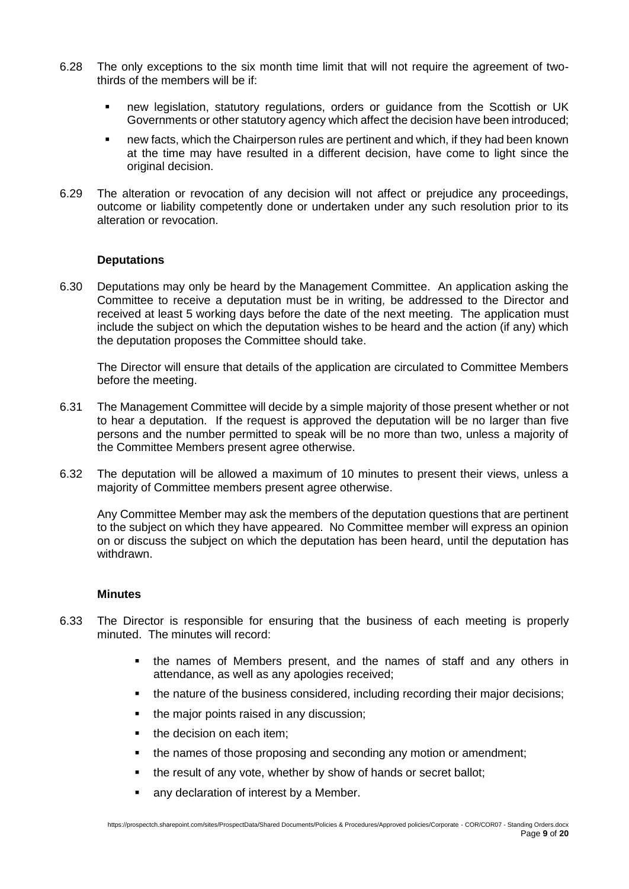6.28 The only exceptions to the six month time limit that will not require the agreement of two-thirds of the members will be if:

- new legislation, statutory regulations, orders or guidance from the Scottish or UK Governments or other statutory agency which affect the decision have been introduced;
- new facts, which the Chairperson rules are pertinent and which, if they had been known at the time may have resulted in a different decision, have come to light since the original decision.

6.29 The alteration or revocation of any decision will not affect or prejudice any proceedings, outcome or liability competently done or undertaken under any such resolution prior to its alteration or revocation.

### Deputations

6.30 Deputations may only be heard by the Management Committee. An application asking the Committee to receive a deputation must be in writing, be addressed to the Director and received at least 5 working days before the date of the next meeting. The application must include the subject on which the deputation wishes to be heard and the action (if any) which the deputation proposes the Committee should take.

The Director will ensure that details of the application are circulated to Committee Members before the meeting.

6.31 The Management Committee will decide by a simple majority of those present whether or not to hear a deputation. If the request is approved the deputation will be no larger than five persons and the number permitted to speak will be no more than two, unless a majority of the Committee Members present agree otherwise.

6.32 The deputation will be allowed a maximum of 10 minutes to present their views, unless a majority of Committee members present agree otherwise.

Any Committee Member may ask the members of the deputation questions that are pertinent to the subject on which they have appeared. No Committee member will express an opinion on or discuss the subject on which the deputation has been heard, until the deputation has withdrawn.

### Minutes

6.33 The Director is responsible for ensuring that the business of each meeting is properly minuted. The minutes will record:

- the names of Members present, and the names of staff and any others in attendance, as well as any apologies received;
- the nature of the business considered, including recording their major decisions;
- the major points raised in any discussion;
- the decision on each item;
- the names of those proposing and seconding any motion or amendment;
- the result of any vote, whether by show of hands or secret ballot;
- any declaration of interest by a Member.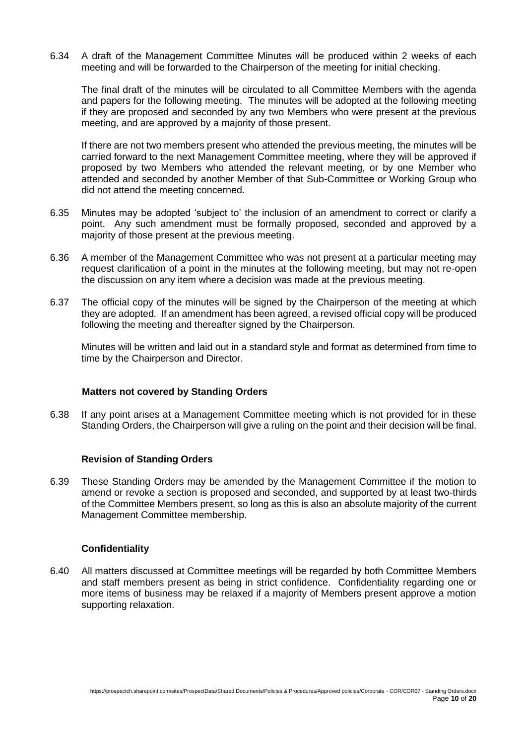6.34 A draft of the Management Committee Minutes will be produced within 2 weeks of each meeting and will be forwarded to the Chairperson of the meeting for initial checking.

The final draft of the minutes will be circulated to all Committee Members with the agenda and papers for the following meeting. The minutes will be adopted at the following meeting if they are proposed and seconded by any two Members who were present at the previous meeting, and are approved by a majority of those present.

If there are not two members present who attended the previous meeting, the minutes will be carried forward to the next Management Committee meeting, where they will be approved if proposed by two Members who attended the relevant meeting, or by one Member who attended and seconded by another Member of that Sub-Committee or Working Group who did not attend the meeting concerned.

6.35 Minutes may be adopted 'subject to' the inclusion of an amendment to correct or clarify a point. Any such amendment must be formally proposed, seconded and approved by a majority of those present at the previous meeting.

6.36 A member of the Management Committee who was not present at a particular meeting may request clarification of a point in the minutes at the following meeting, but may not re-open the discussion on any item where a decision was made at the previous meeting.

6.37 The official copy of the minutes will be signed by the Chairperson of the meeting at which they are adopted. If an amendment has been agreed, a revised official copy will be produced following the meeting and thereafter signed by the Chairperson.

Minutes will be written and laid out in a standard style and format as determined from time to time by the Chairperson and Director.

### Matters not covered by Standing Orders

6.38 If any point arises at a Management Committee meeting which is not provided for in these Standing Orders, the Chairperson will give a ruling on the point and their decision will be final.

### Revision of Standing Orders

6.39 These Standing Orders may be amended by the Management Committee if the motion to amend or revoke a section is proposed and seconded, and supported by at least two-thirds of the Committee Members present, so long as this is also an absolute majority of the current Management Committee membership.

### Confidentiality

6.40 All matters discussed at Committee meetings will be regarded by both Committee Members and staff members present as being in strict confidence. Confidentiality regarding one or more items of business may be relaxed if a majority of Members present approve a motion supporting relaxation.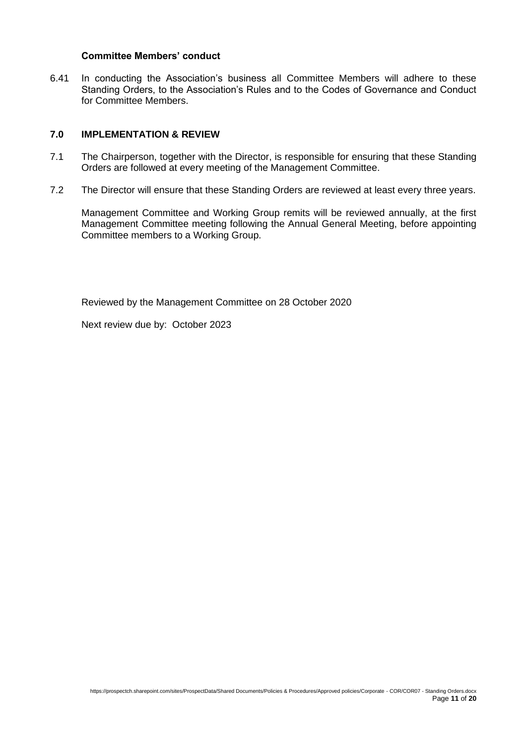### Committee Members' conduct

6.41 In conducting the Association's business all Committee Members will adhere to these Standing Orders, to the Association's Rules and to the Codes of Governance and Conduct for Committee Members.

## 7.0 IMPLEMENTATION & REVIEW

7.1 The Chairperson, together with the Director, is responsible for ensuring that these Standing Orders are followed at every meeting of the Management Committee.

7.2 The Director will ensure that these Standing Orders are reviewed at least every three years.

Management Committee and Working Group remits will be reviewed annually, at the first Management Committee meeting following the Annual General Meeting, before appointing Committee members to a Working Group.

Reviewed by the Management Committee on 28 October 2020

Next review due by: October 2023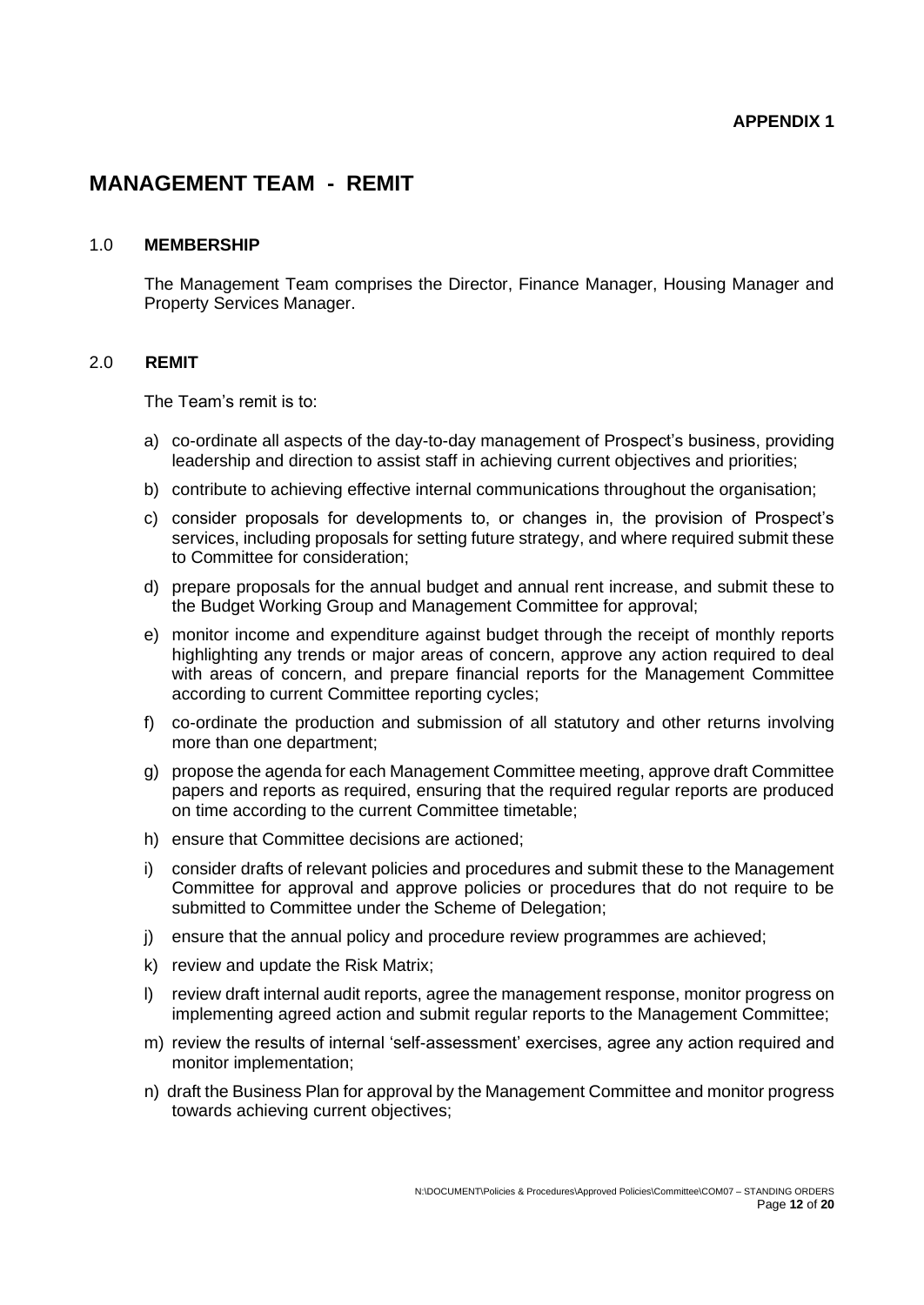**APPENDIX 1**

# MANAGEMENT TEAM - REMIT

## 1.0 MEMBERSHIP

The Management Team comprises the Director, Finance Manager, Housing Manager and Property Services Manager.

## 2.0 REMIT

The Team's remit is to:

a) co-ordinate all aspects of the day-to-day management of Prospect's business, providing leadership and direction to assist staff in achieving current objectives and priorities;

b) contribute to achieving effective internal communications throughout the organisation;

c) consider proposals for developments to, or changes in, the provision of Prospect's services, including proposals for setting future strategy, and where required submit these to Committee for consideration;

d) prepare proposals for the annual budget and annual rent increase, and submit these to the Budget Working Group and Management Committee for approval;

e) monitor income and expenditure against budget through the receipt of monthly reports highlighting any trends or major areas of concern, approve any action required to deal with areas of concern, and prepare financial reports for the Management Committee according to current Committee reporting cycles;

f) co-ordinate the production and submission of all statutory and other returns involving more than one department;

g) propose the agenda for each Management Committee meeting, approve draft Committee papers and reports as required, ensuring that the required regular reports are produced on time according to the current Committee timetable;

h) ensure that Committee decisions are actioned;

i) consider drafts of relevant policies and procedures and submit these to the Management Committee for approval and approve policies or procedures that do not require to be submitted to Committee under the Scheme of Delegation;

j) ensure that the annual policy and procedure review programmes are achieved;

k) review and update the Risk Matrix;

l) review draft internal audit reports, agree the management response, monitor progress on implementing agreed action and submit regular reports to the Management Committee;

m) review the results of internal 'self-assessment' exercises, agree any action required and monitor implementation;

n) draft the Business Plan for approval by the Management Committee and monitor progress towards achieving current objectives;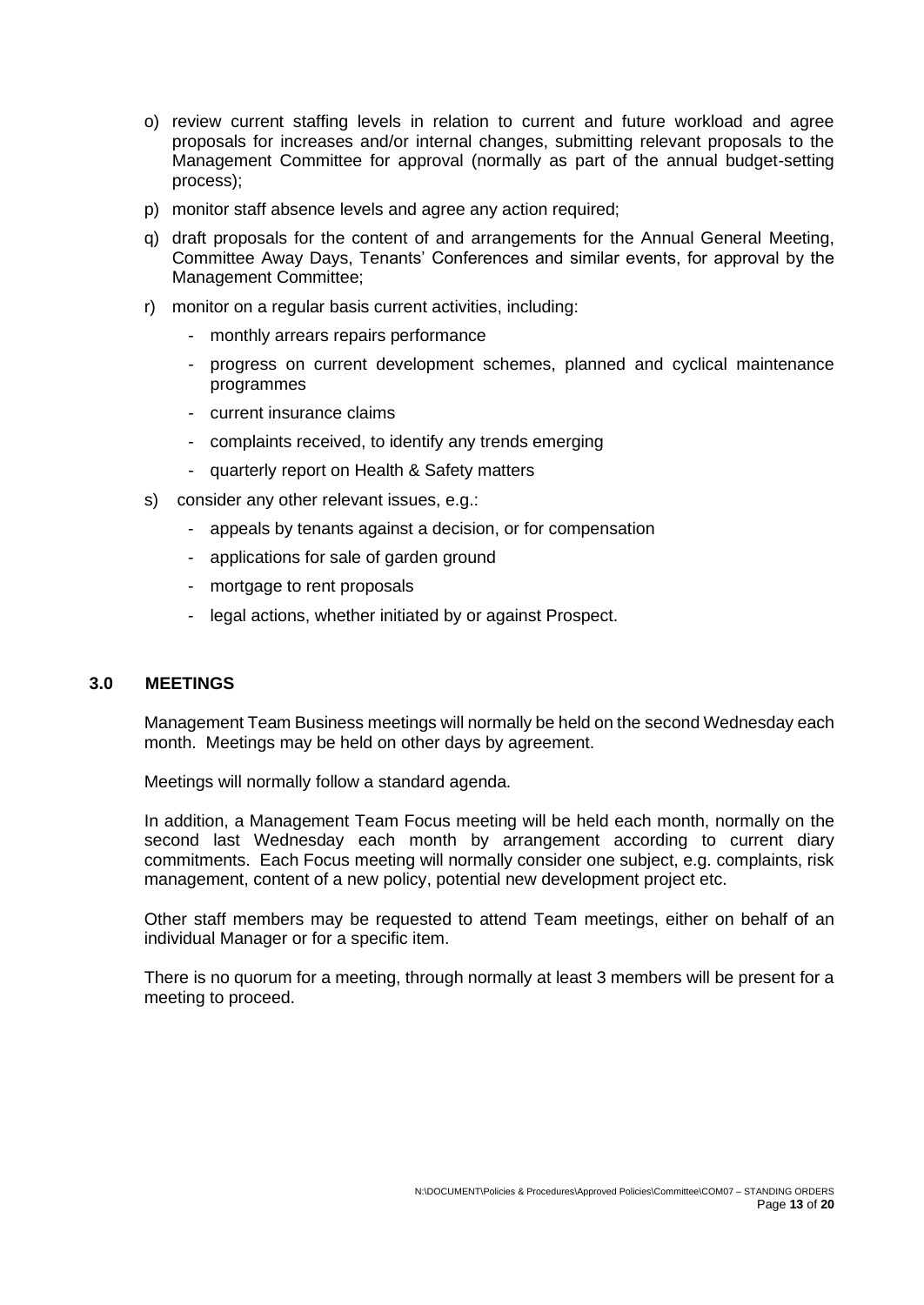o) review current staffing levels in relation to current and future workload and agree proposals for increases and/or internal changes, submitting relevant proposals to the Management Committee for approval (normally as part of the annual budget-setting process);

p) monitor staff absence levels and agree any action required;

q) draft proposals for the content of and arrangements for the Annual General Meeting, Committee Away Days, Tenants' Conferences and similar events, for approval by the Management Committee;

r) monitor on a regular basis current activities, including:
   - monthly arrears repairs performance
   - progress on current development schemes, planned and cyclical maintenance programmes
   - current insurance claims
   - complaints received, to identify any trends emerging
   - quarterly report on Health & Safety matters

s) consider any other relevant issues, e.g.:
   - appeals by tenants against a decision, or for compensation
   - applications for sale of garden ground
   - mortgage to rent proposals
   - legal actions, whether initiated by or against Prospect.

## 3.0 MEETINGS

Management Team Business meetings will normally be held on the second Wednesday each month. Meetings may be held on other days by agreement.

Meetings will normally follow a standard agenda.

In addition, a Management Team Focus meeting will be held each month, normally on the second last Wednesday each month by arrangement according to current diary commitments. Each Focus meeting will normally consider one subject, e.g. complaints, risk management, content of a new policy, potential new development project etc.

Other staff members may be requested to attend Team meetings, either on behalf of an individual Manager or for a specific item.

There is no quorum for a meeting, through normally at least 3 members will be present for a meeting to proceed.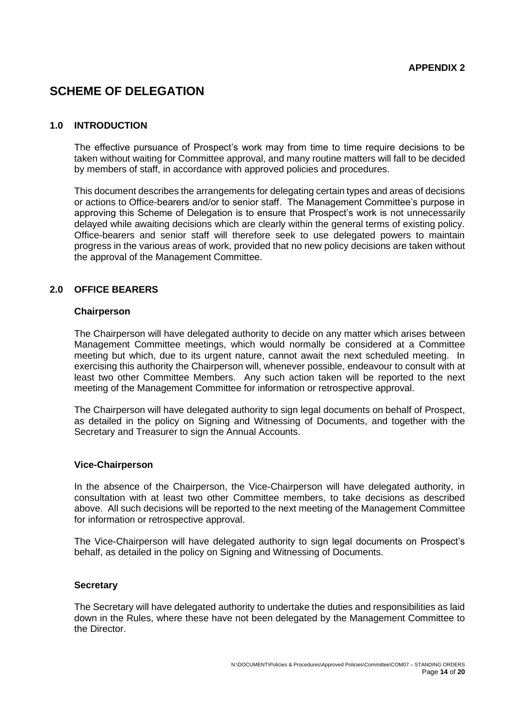**APPENDIX 2**

# SCHEME OF DELEGATION

## 1.0 INTRODUCTION

The effective pursuance of Prospect's work may from time to time require decisions to be taken without waiting for Committee approval, and many routine matters will fall to be decided by members of staff, in accordance with approved policies and procedures.

This document describes the arrangements for delegating certain types and areas of decisions or actions to Office-bearers and/or to senior staff. The Management Committee's purpose in approving this Scheme of Delegation is to ensure that Prospect's work is not unnecessarily delayed while awaiting decisions which are clearly within the general terms of existing policy. Office-bearers and senior staff will therefore seek to use delegated powers to maintain progress in the various areas of work, provided that no new policy decisions are taken without the approval of the Management Committee.

## 2.0 OFFICE BEARERS

### Chairperson

The Chairperson will have delegated authority to decide on any matter which arises between Management Committee meetings, which would normally be considered at a Committee meeting but which, due to its urgent nature, cannot await the next scheduled meeting. In exercising this authority the Chairperson will, whenever possible, endeavour to consult with at least two other Committee Members. Any such action taken will be reported to the next meeting of the Management Committee for information or retrospective approval.

The Chairperson will have delegated authority to sign legal documents on behalf of Prospect, as detailed in the policy on Signing and Witnessing of Documents, and together with the Secretary and Treasurer to sign the Annual Accounts.

### Vice-Chairperson

In the absence of the Chairperson, the Vice-Chairperson will have delegated authority, in consultation with at least two other Committee members, to take decisions as described above. All such decisions will be reported to the next meeting of the Management Committee for information or retrospective approval.

The Vice-Chairperson will have delegated authority to sign legal documents on Prospect's behalf, as detailed in the policy on Signing and Witnessing of Documents.

### Secretary

The Secretary will have delegated authority to undertake the duties and responsibilities as laid down in the Rules, where these have not been delegated by the Management Committee to the Director.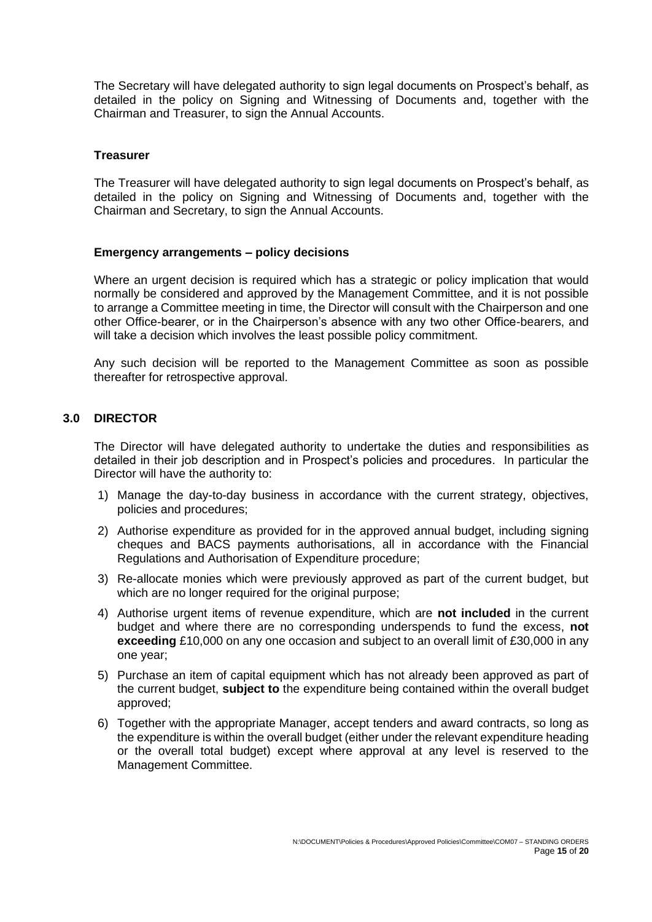The Secretary will have delegated authority to sign legal documents on Prospect's behalf, as detailed in the policy on Signing and Witnessing of Documents and, together with the Chairman and Treasurer, to sign the Annual Accounts.

**Treasurer**

The Treasurer will have delegated authority to sign legal documents on Prospect's behalf, as detailed in the policy on Signing and Witnessing of Documents and, together with the Chairman and Secretary, to sign the Annual Accounts.

**Emergency arrangements – policy decisions**

Where an urgent decision is required which has a strategic or policy implication that would normally be considered and approved by the Management Committee, and it is not possible to arrange a Committee meeting in time, the Director will consult with the Chairperson and one other Office-bearer, or in the Chairperson's absence with any two other Office-bearers, and will take a decision which involves the least possible policy commitment.

Any such decision will be reported to the Management Committee as soon as possible thereafter for retrospective approval.

## 3.0 DIRECTOR

The Director will have delegated authority to undertake the duties and responsibilities as detailed in their job description and in Prospect's policies and procedures. In particular the Director will have the authority to:

1) Manage the day-to-day business in accordance with the current strategy, objectives, policies and procedures;
2) Authorise expenditure as provided for in the approved annual budget, including signing cheques and BACS payments authorisations, all in accordance with the Financial Regulations and Authorisation of Expenditure procedure;
3) Re-allocate monies which were previously approved as part of the current budget, but which are no longer required for the original purpose;
4) Authorise urgent items of revenue expenditure, which are **not included** in the current budget and where there are no corresponding underspends to fund the excess, **not exceeding** £10,000 on any one occasion and subject to an overall limit of £30,000 in any one year;
5) Purchase an item of capital equipment which has not already been approved as part of the current budget, **subject to** the expenditure being contained within the overall budget approved;
6) Together with the appropriate Manager, accept tenders and award contracts, so long as the expenditure is within the overall budget (either under the relevant expenditure heading or the overall total budget) except where approval at any level is reserved to the Management Committee.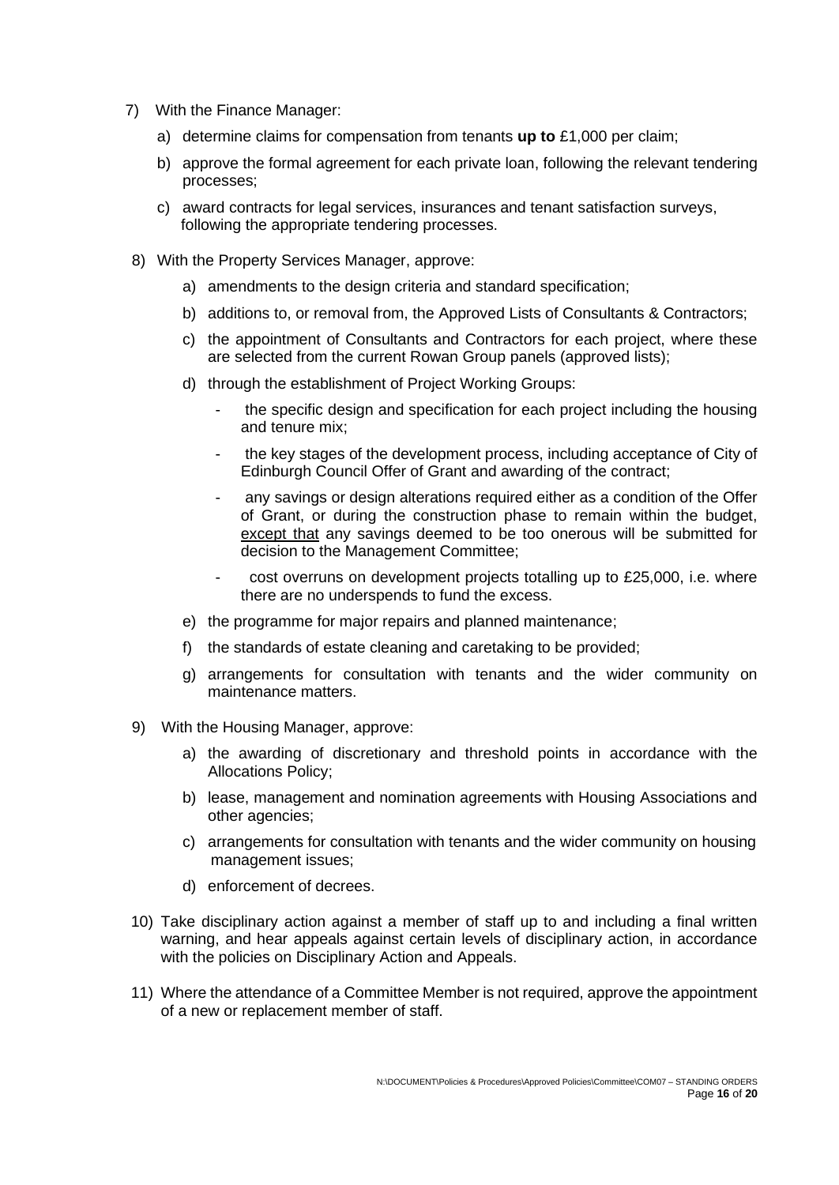7) With the Finance Manager:

    a) determine claims for compensation from tenants **up to** £1,000 per claim;

    b) approve the formal agreement for each private loan, following the relevant tendering processes;

    c) award contracts for legal services, insurances and tenant satisfaction surveys, following the appropriate tendering processes.

8) With the Property Services Manager, approve:

    a) amendments to the design criteria and standard specification;

    b) additions to, or removal from, the Approved Lists of Consultants & Contractors;

    c) the appointment of Consultants and Contractors for each project, where these are selected from the current Rowan Group panels (approved lists);

    d) through the establishment of Project Working Groups:

        - the specific design and specification for each project including the housing and tenure mix;
        - the key stages of the development process, including acceptance of City of Edinburgh Council Offer of Grant and awarding of the contract;
        - any savings or design alterations required either as a condition of the Offer of Grant, or during the construction phase to remain within the budget, <u>except that</u> any savings deemed to be too onerous will be submitted for decision to the Management Committee;
        - cost overruns on development projects totalling up to £25,000, i.e. where there are no underspends to fund the excess.

    e) the programme for major repairs and planned maintenance;

    f) the standards of estate cleaning and caretaking to be provided;

    g) arrangements for consultation with tenants and the wider community on maintenance matters.

9) With the Housing Manager, approve:

    a) the awarding of discretionary and threshold points in accordance with the Allocations Policy;

    b) lease, management and nomination agreements with Housing Associations and other agencies;

    c) arrangements for consultation with tenants and the wider community on housing management issues;

    d) enforcement of decrees.

10) Take disciplinary action against a member of staff up to and including a final written warning, and hear appeals against certain levels of disciplinary action, in accordance with the policies on Disciplinary Action and Appeals.

11) Where the attendance of a Committee Member is not required, approve the appointment of a new or replacement member of staff.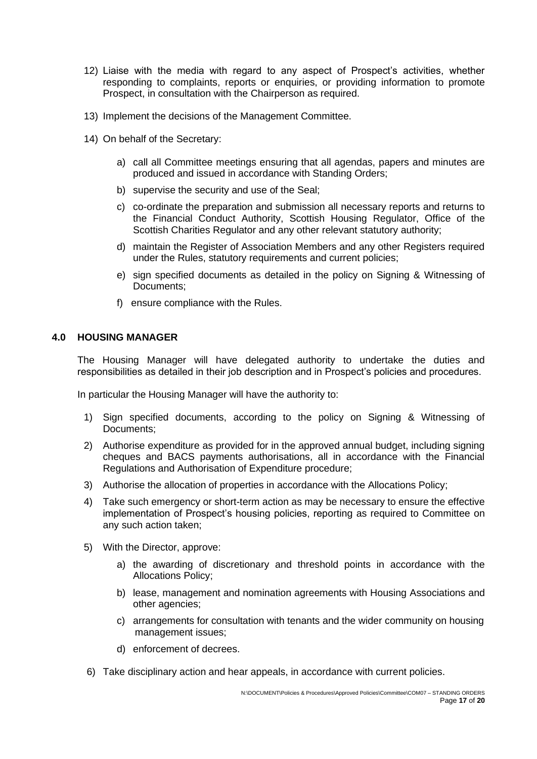12) Liaise with the media with regard to any aspect of Prospect's activities, whether responding to complaints, reports or enquiries, or providing information to promote Prospect, in consultation with the Chairperson as required.

13) Implement the decisions of the Management Committee.

14) On behalf of the Secretary:

    a) call all Committee meetings ensuring that all agendas, papers and minutes are produced and issued in accordance with Standing Orders;

    b) supervise the security and use of the Seal;

    c) co-ordinate the preparation and submission all necessary reports and returns to the Financial Conduct Authority, Scottish Housing Regulator, Office of the Scottish Charities Regulator and any other relevant statutory authority;

    d) maintain the Register of Association Members and any other Registers required under the Rules, statutory requirements and current policies;

    e) sign specified documents as detailed in the policy on Signing & Witnessing of Documents;

    f) ensure compliance with the Rules.

## 4.0 HOUSING MANAGER

The Housing Manager will have delegated authority to undertake the duties and responsibilities as detailed in their job description and in Prospect's policies and procedures.

In particular the Housing Manager will have the authority to:

1) Sign specified documents, according to the policy on Signing & Witnessing of Documents;

2) Authorise expenditure as provided for in the approved annual budget, including signing cheques and BACS payments authorisations, all in accordance with the Financial Regulations and Authorisation of Expenditure procedure;

3) Authorise the allocation of properties in accordance with the Allocations Policy;

4) Take such emergency or short-term action as may be necessary to ensure the effective implementation of Prospect's housing policies, reporting as required to Committee on any such action taken;

5) With the Director, approve:

    a) the awarding of discretionary and threshold points in accordance with the Allocations Policy;

    b) lease, management and nomination agreements with Housing Associations and other agencies;

    c) arrangements for consultation with tenants and the wider community on housing management issues;

    d) enforcement of decrees.

6) Take disciplinary action and hear appeals, in accordance with current policies.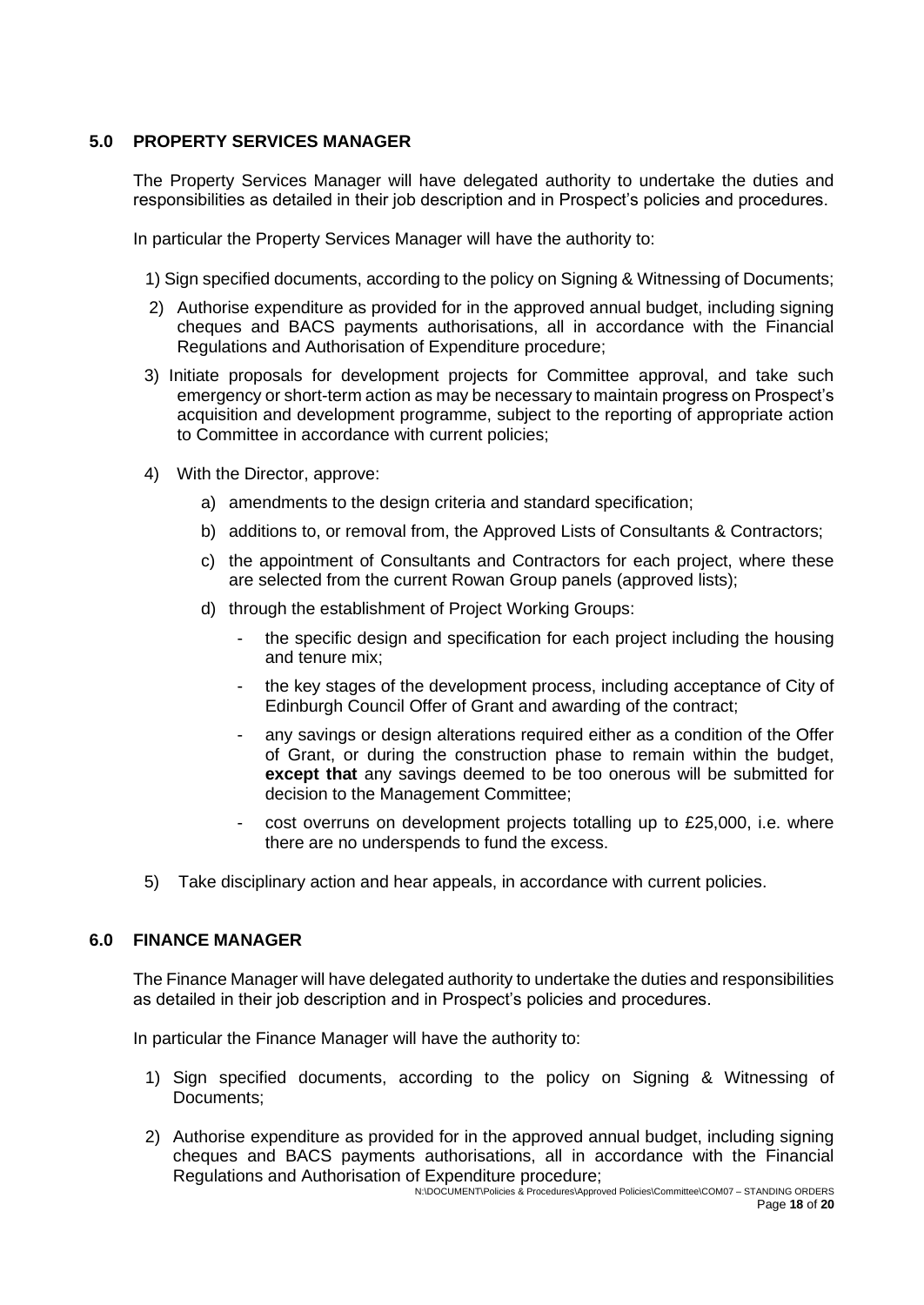## 5.0 PROPERTY SERVICES MANAGER

The Property Services Manager will have delegated authority to undertake the duties and responsibilities as detailed in their job description and in Prospect's policies and procedures.

In particular the Property Services Manager will have the authority to:

1) Sign specified documents, according to the policy on Signing & Witnessing of Documents;
2) Authorise expenditure as provided for in the approved annual budget, including signing cheques and BACS payments authorisations, all in accordance with the Financial Regulations and Authorisation of Expenditure procedure;
3) Initiate proposals for development projects for Committee approval, and take such emergency or short-term action as may be necessary to maintain progress on Prospect's acquisition and development programme, subject to the reporting of appropriate action to Committee in accordance with current policies;
4) With the Director, approve:
    a) amendments to the design criteria and standard specification;
    b) additions to, or removal from, the Approved Lists of Consultants & Contractors;
    c) the appointment of Consultants and Contractors for each project, where these are selected from the current Rowan Group panels (approved lists);
    d) through the establishment of Project Working Groups:
        - the specific design and specification for each project including the housing and tenure mix;
        - the key stages of the development process, including acceptance of City of Edinburgh Council Offer of Grant and awarding of the contract;
        - any savings or design alterations required either as a condition of the Offer of Grant, or during the construction phase to remain within the budget, **except that** any savings deemed to be too onerous will be submitted for decision to the Management Committee;
        - cost overruns on development projects totalling up to £25,000, i.e. where there are no underspends to fund the excess.
5) Take disciplinary action and hear appeals, in accordance with current policies.

## 6.0 FINANCE MANAGER

The Finance Manager will have delegated authority to undertake the duties and responsibilities as detailed in their job description and in Prospect's policies and procedures.

In particular the Finance Manager will have the authority to:

1) Sign specified documents, according to the policy on Signing & Witnessing of Documents;
2) Authorise expenditure as provided for in the approved annual budget, including signing cheques and BACS payments authorisations, all in accordance with the Financial Regulations and Authorisation of Expenditure procedure;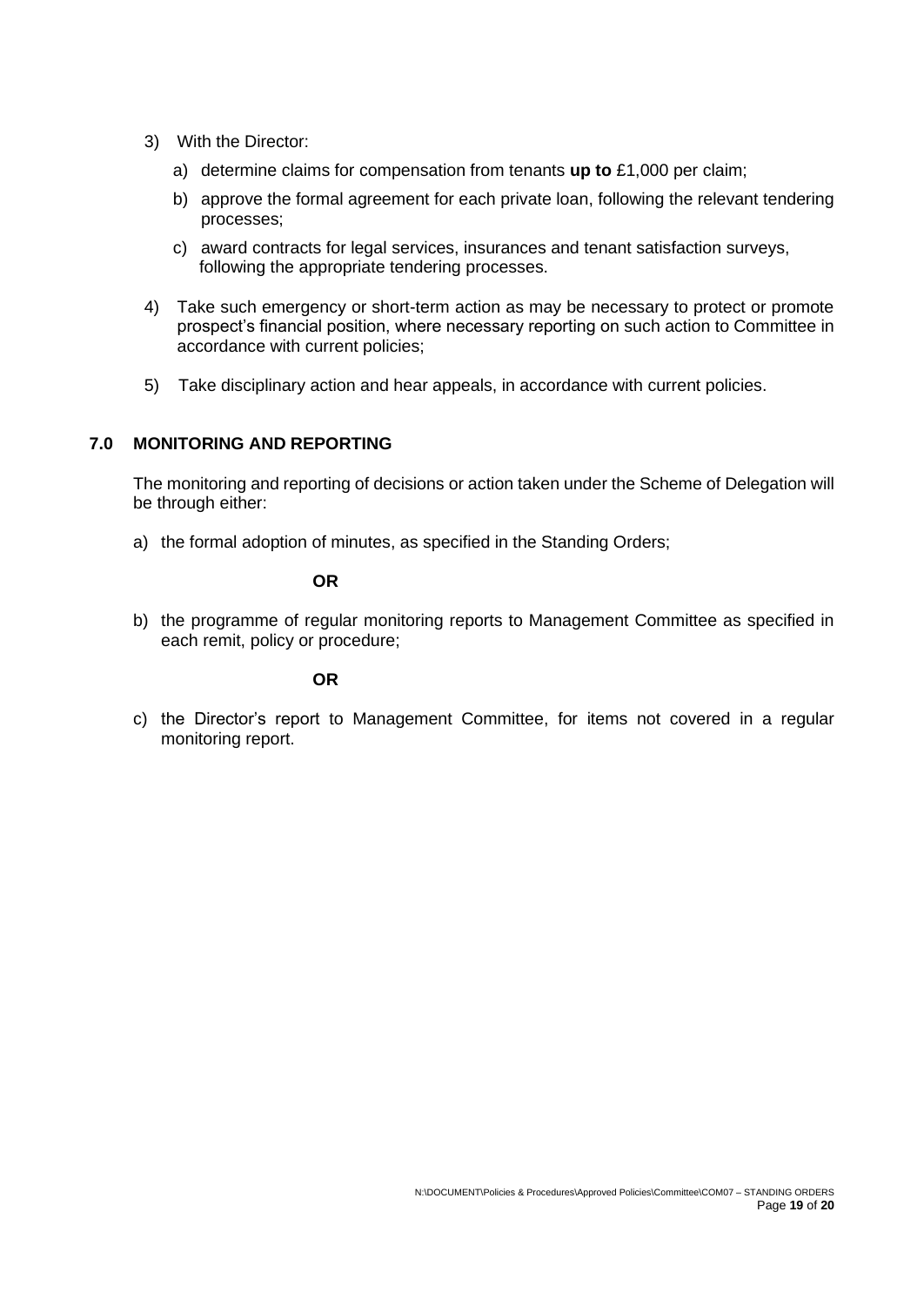3) With the Director:

   a) determine claims for compensation from tenants **up to** £1,000 per claim;

   b) approve the formal agreement for each private loan, following the relevant tendering processes;

   c) award contracts for legal services, insurances and tenant satisfaction surveys, following the appropriate tendering processes.

4) Take such emergency or short-term action as may be necessary to protect or promote prospect's financial position, where necessary reporting on such action to Committee in accordance with current policies;

5) Take disciplinary action and hear appeals, in accordance with current policies.

## 7.0 MONITORING AND REPORTING

The monitoring and reporting of decisions or action taken under the Scheme of Delegation will be through either:

a) the formal adoption of minutes, as specified in the Standing Orders;

**OR**

b) the programme of regular monitoring reports to Management Committee as specified in each remit, policy or procedure;

**OR**

c) the Director's report to Management Committee, for items not covered in a regular monitoring report.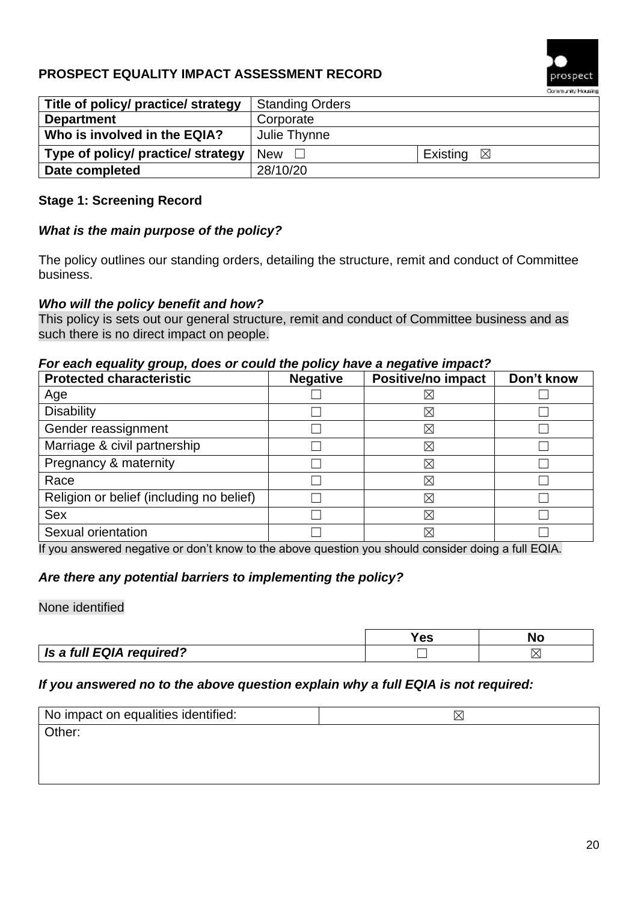**PROSPECT EQUALITY IMPACT ASSESSMENT RECORD**

| | | |
|---|---|---|
| **Title of policy/ practice/ strategy** | Standing Orders | |
| **Department** | Corporate | |
| **Who is involved in the EQIA?** | Julie Thynne | |
| **Type of policy/ practice/ strategy** | New ☐ | Existing ☒ |
| **Date completed** | 28/10/20 | |

**Stage 1: Screening Record**

***What is the main purpose of the policy?***

The policy outlines our standing orders, detailing the structure, remit and conduct of Committee business.

***Who will the policy benefit and how?***

This policy is sets out our general structure, remit and conduct of Committee business and as such there is no direct impact on people.

***For each equality group, does or could the policy have a negative impact?***

| Protected characteristic | Negative | Positive/no impact | Don't know |
|---|---|---|---|
| Age | ☐ | ☒ | ☐ |
| Disability | ☐ | ☒ | ☐ |
| Gender reassignment | ☐ | ☒ | ☐ |
| Marriage & civil partnership | ☐ | ☒ | ☐ |
| Pregnancy & maternity | ☐ | ☒ | ☐ |
| Race | ☐ | ☒ | ☐ |
| Religion or belief (including no belief) | ☐ | ☒ | ☐ |
| Sex | ☐ | ☒ | ☐ |
| Sexual orientation | ☐ | ☒ | ☐ |

If you answered negative or don't know to the above question you should consider doing a full EQIA.

***Are there any potential barriers to implementing the policy?***

None identified

| | Yes | No |
|---|---|---|
| ***Is a full EQIA required?*** | ☐ | ☒ |

***If you answered no to the above question explain why a full EQIA is not required:***

| | |
|---|---|
| No impact on equalities identified: | ☒ |
| Other: | |